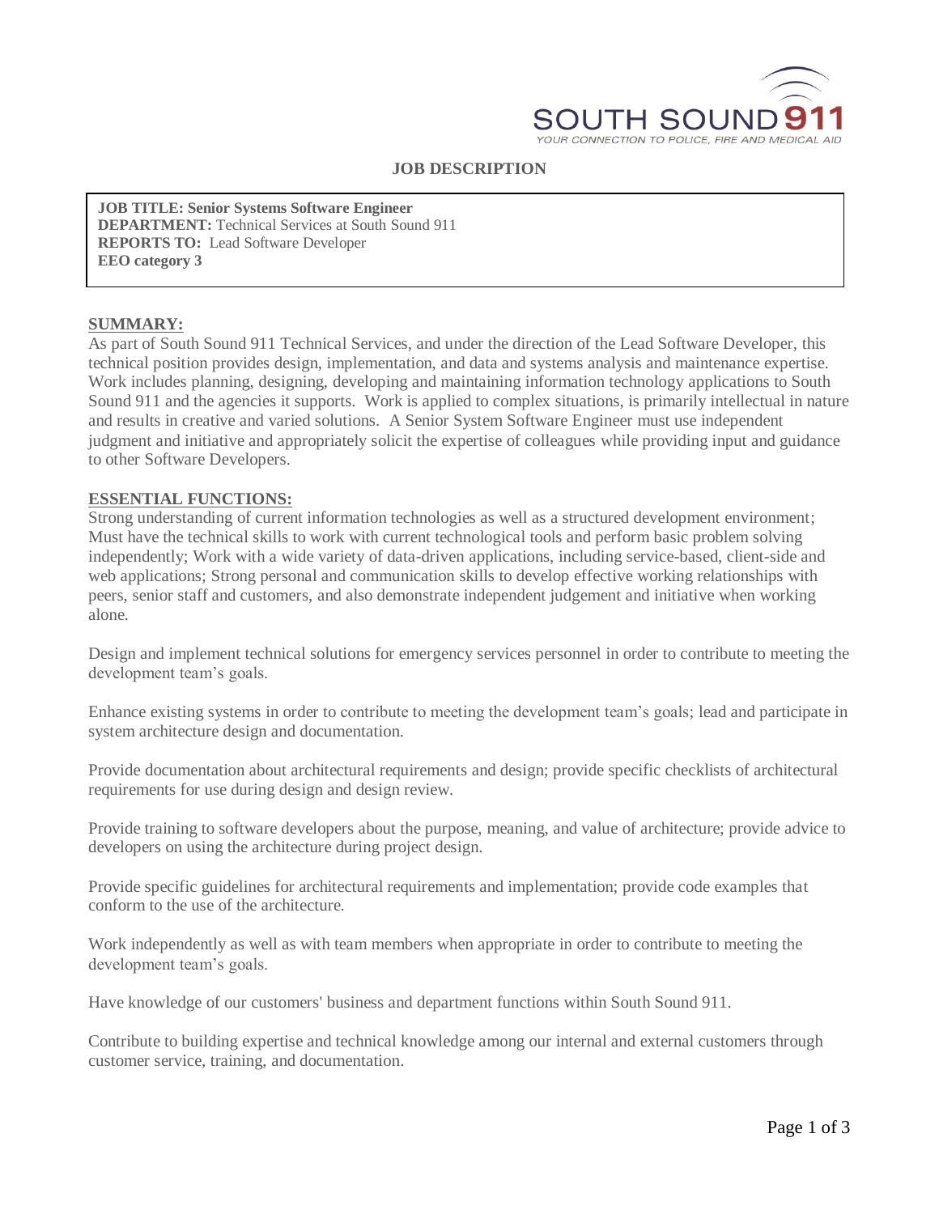SOUTH SOUND 911

YOUR CONNECTION TO POLICE, FIRE AND MEDICAL AID

# JOB DESCRIPTION

**JOB TITLE: Senior Systems Software Engineer**
**DEPARTMENT:** Technical Services at South Sound 911
**REPORTS TO:** Lead Software Developer
**EEO category 3**

## SUMMARY:

As part of South Sound 911 Technical Services, and under the direction of the Lead Software Developer, this technical position provides design, implementation, and data and systems analysis and maintenance expertise. Work includes planning, designing, developing and maintaining information technology applications to South Sound 911 and the agencies it supports. Work is applied to complex situations, is primarily intellectual in nature and results in creative and varied solutions. A Senior System Software Engineer must use independent judgment and initiative and appropriately solicit the expertise of colleagues while providing input and guidance to other Software Developers.

## ESSENTIAL FUNCTIONS:

Strong understanding of current information technologies as well as a structured development environment; Must have the technical skills to work with current technological tools and perform basic problem solving independently; Work with a wide variety of data-driven applications, including service-based, client-side and web applications; Strong personal and communication skills to develop effective working relationships with peers, senior staff and customers, and also demonstrate independent judgement and initiative when working alone.

Design and implement technical solutions for emergency services personnel in order to contribute to meeting the development team's goals.

Enhance existing systems in order to contribute to meeting the development team's goals; lead and participate in system architecture design and documentation.

Provide documentation about architectural requirements and design; provide specific checklists of architectural requirements for use during design and design review.

Provide training to software developers about the purpose, meaning, and value of architecture; provide advice to developers on using the architecture during project design.

Provide specific guidelines for architectural requirements and implementation; provide code examples that conform to the use of the architecture.

Work independently as well as with team members when appropriate in order to contribute to meeting the development team's goals.

Have knowledge of our customers' business and department functions within South Sound 911.

Contribute to building expertise and technical knowledge among our internal and external customers through customer service, training, and documentation.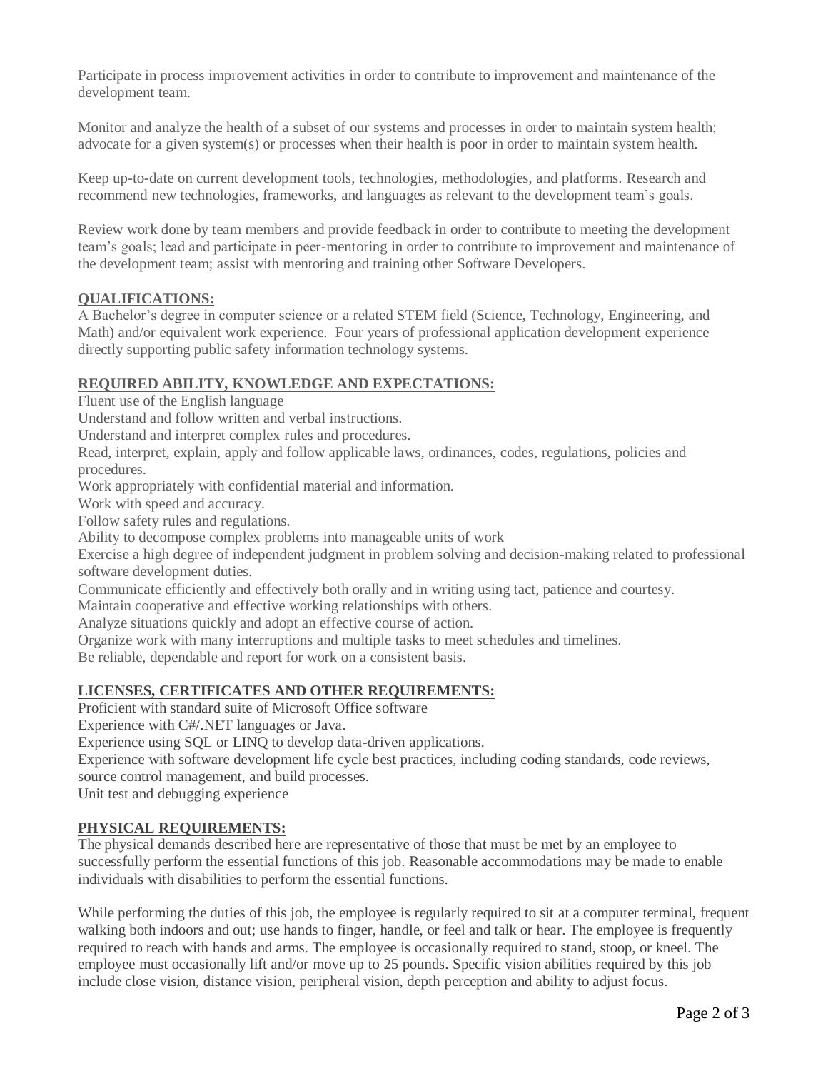Participate in process improvement activities in order to contribute to improvement and maintenance of the development team.

Monitor and analyze the health of a subset of our systems and processes in order to maintain system health; advocate for a given system(s) or processes when their health is poor in order to maintain system health.

Keep up-to-date on current development tools, technologies, methodologies, and platforms. Research and recommend new technologies, frameworks, and languages as relevant to the development team's goals.

Review work done by team members and provide feedback in order to contribute to meeting the development team's goals; lead and participate in peer-mentoring in order to contribute to improvement and maintenance of the development team; assist with mentoring and training other Software Developers.

## QUALIFICATIONS:

A Bachelor's degree in computer science or a related STEM field (Science, Technology, Engineering, and Math) and/or equivalent work experience. Four years of professional application development experience directly supporting public safety information technology systems.

## REQUIRED ABILITY, KNOWLEDGE AND EXPECTATIONS:

Fluent use of the English language
Understand and follow written and verbal instructions.
Understand and interpret complex rules and procedures.
Read, interpret, explain, apply and follow applicable laws, ordinances, codes, regulations, policies and procedures.
Work appropriately with confidential material and information.
Work with speed and accuracy.
Follow safety rules and regulations.
Ability to decompose complex problems into manageable units of work
Exercise a high degree of independent judgment in problem solving and decision-making related to professional software development duties.
Communicate efficiently and effectively both orally and in writing using tact, patience and courtesy.
Maintain cooperative and effective working relationships with others.
Analyze situations quickly and adopt an effective course of action.
Organize work with many interruptions and multiple tasks to meet schedules and timelines.
Be reliable, dependable and report for work on a consistent basis.

## LICENSES, CERTIFICATES AND OTHER REQUIREMENTS:

Proficient with standard suite of Microsoft Office software
Experience with C#/.NET languages or Java.
Experience using SQL or LINQ to develop data-driven applications.
Experience with software development life cycle best practices, including coding standards, code reviews, source control management, and build processes.
Unit test and debugging experience

## PHYSICAL REQUIREMENTS:

The physical demands described here are representative of those that must be met by an employee to successfully perform the essential functions of this job. Reasonable accommodations may be made to enable individuals with disabilities to perform the essential functions.

While performing the duties of this job, the employee is regularly required to sit at a computer terminal, frequent walking both indoors and out; use hands to finger, handle, or feel and talk or hear. The employee is frequently required to reach with hands and arms. The employee is occasionally required to stand, stoop, or kneel. The employee must occasionally lift and/or move up to 25 pounds. Specific vision abilities required by this job include close vision, distance vision, peripheral vision, depth perception and ability to adjust focus.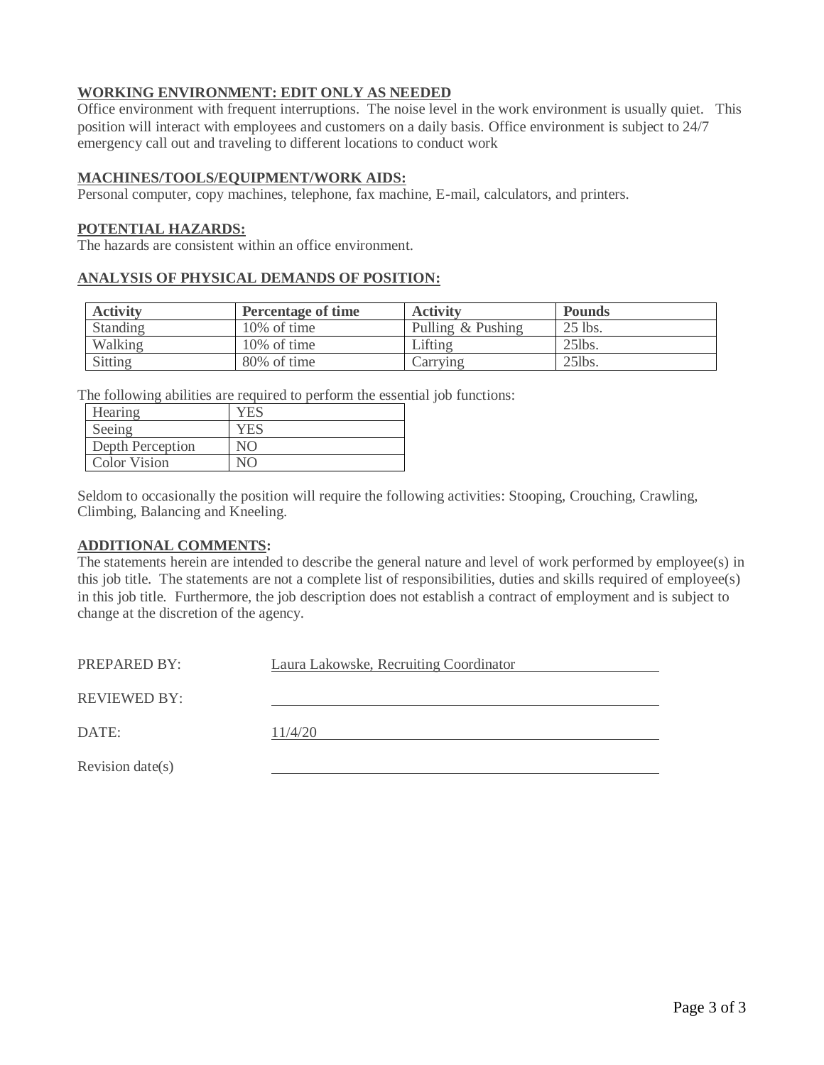**WORKING ENVIRONMENT: EDIT ONLY AS NEEDED**

Office environment with frequent interruptions. The noise level in the work environment is usually quiet. This position will interact with employees and customers on a daily basis. Office environment is subject to 24/7 emergency call out and traveling to different locations to conduct work

**MACHINES/TOOLS/EQUIPMENT/WORK AIDS:**

Personal computer, copy machines, telephone, fax machine, E-mail, calculators, and printers.

**POTENTIAL HAZARDS:**

The hazards are consistent within an office environment.

**ANALYSIS OF PHYSICAL DEMANDS OF POSITION:**

| Activity | Percentage of time | Activity | Pounds |
|---|---|---|---|
| Standing | 10% of time | Pulling & Pushing | 25 lbs. |
| Walking | 10% of time | Lifting | 25lbs. |
| Sitting | 80% of time | Carrying | 25lbs. |

The following abilities are required to perform the essential job functions:

| | |
|---|---|
| Hearing | YES |
| Seeing | YES |
| Depth Perception | NO |
| Color Vision | NO |

Seldom to occasionally the position will require the following activities: Stooping, Crouching, Crawling, Climbing, Balancing and Kneeling.

**ADDITIONAL COMMENTS:**

The statements herein are intended to describe the general nature and level of work performed by employee(s) in this job title. The statements are not a complete list of responsibilities, duties and skills required of employee(s) in this job title. Furthermore, the job description does not establish a contract of employment and is subject to change at the discretion of the agency.

PREPARED BY: Laura Lakowske, Recruiting Coordinator

REVIEWED BY: 

DATE: 11/4/20

Revision date(s)